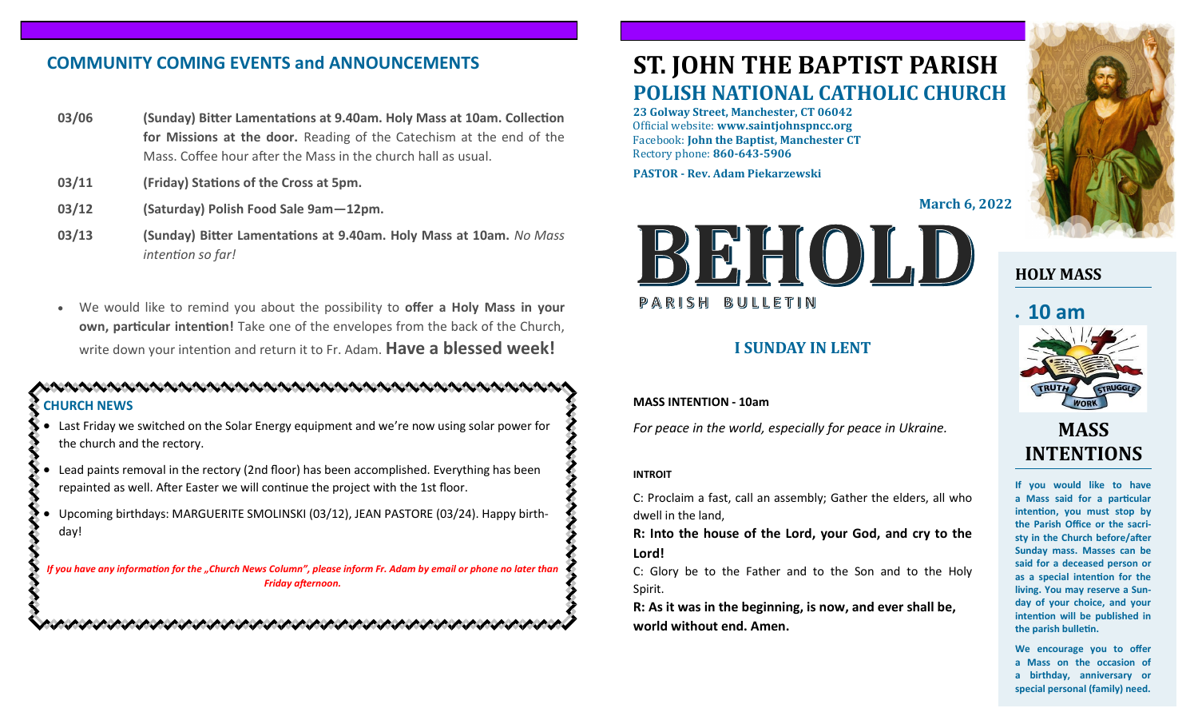## COMMUNITY COMING EVENTS and ANNOUNCEMENTS

**03/06** **(Sunday) Bitter Lamentations at 9.40am. Holy Mass at 10am. Collection for Missions at the door.** Reading of the Catechism at the end of the Mass. Coffee hour after the Mass in the church hall as usual.

**03/11** **(Friday) Stations of the Cross at 5pm.**

**03/12** **(Saturday) Polish Food Sale 9am—12pm.**

**03/13** **(Sunday) Bitter Lamentations at 9.40am. Holy Mass at 10am.** *No Mass intention so far!*

- We would like to remind you about the possibility to **offer a Holy Mass in your own, particular intention!** Take one of the envelopes from the back of the Church, write down your intention and return it to Fr. Adam. **Have a blessed week!**

### CHURCH NEWS

- Last Friday we switched on the Solar Energy equipment and we're now using solar power for the church and the rectory.
- Lead paints removal in the rectory (2nd floor) has been accomplished. Everything has been repainted as well. After Easter we will continue the project with the 1st floor.
- Upcoming birthdays: MARGUERITE SMOLINSKI (03/12), JEAN PASTORE (03/24). Happy birthday!

*If you have any information for the „Church News Column", please inform Fr. Adam by email or phone no later than Friday afternoon.*

# ST. JOHN THE BAPTIST PARISH

## POLISH NATIONAL CATHOLIC CHURCH

**23 Golway Street, Manchester, CT 06042**
Official website: **www.saintjohnspncc.org**
Facebook: **John the Baptist, Manchester CT**
Rectory phone: **860-643-5906**

**PASTOR - Rev. Adam Piekarzewski**

**March 6, 2022**

# BEHOLD

PARISH BULLETIN

## I SUNDAY IN LENT

**MASS INTENTION - 10am**

*For peace in the world, especially for peace in Ukraine.*

**INTROIT**

C: Proclaim a fast, call an assembly; Gather the elders, all who dwell in the land,

**R: Into the house of the Lord, your God, and cry to the Lord!**

C: Glory be to the Father and to the Son and to the Holy Spirit.

**R: As it was in the beginning, is now, and ever shall be, world without end. Amen.**

### HOLY MASS

- **10 am**

TRUTH WORK STRUGGLE

### MASS INTENTIONS

**If you would like to have a Mass said for a particular intention, you must stop by the Parish Office or the sacristy in the Church before/after Sunday mass. Masses can be said for a deceased person or as a special intention for the living. You may reserve a Sunday of your choice, and your intention will be published in the parish bulletin.**

**We encourage you to offer a Mass on the occasion of a birthday, anniversary or special personal (family) need.**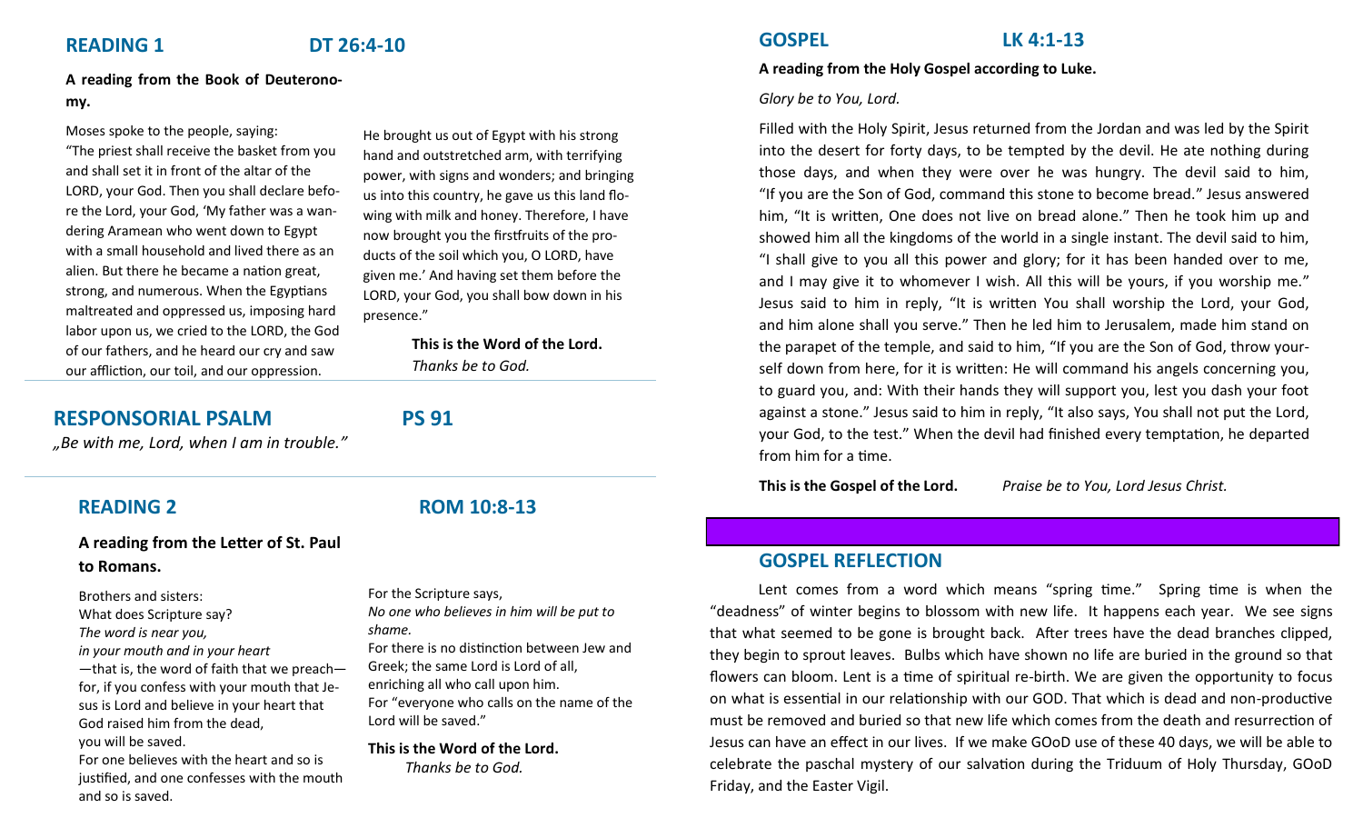## READING 1 DT 26:4-10

**A reading from the Book of Deuteronomy.**

Moses spoke to the people, saying:
"The priest shall receive the basket from you and shall set it in front of the altar of the LORD, your God. Then you shall declare before the Lord, your God, 'My father was a wandering Aramean who went down to Egypt with a small household and lived there as an alien. But there he became a nation great, strong, and numerous. When the Egyptians maltreated and oppressed us, imposing hard labor upon us, we cried to the LORD, the God of our fathers, and he heard our cry and saw our affliction, our toil, and our oppression. He brought us out of Egypt with his strong hand and outstretched arm, with terrifying power, with signs and wonders; and bringing us into this country, he gave us this land flowing with milk and honey. Therefore, I have now brought you the firstfruits of the products of the soil which you, O LORD, have given me.' And having set them before the LORD, your God, you shall bow down in his presence."

**This is the Word of the Lord.**
*Thanks be to God.*

## RESPONSORIAL PSALM PS 91

*„Be with me, Lord, when I am in trouble."*

## READING 2 ROM 10:8-13

**A reading from the Letter of St. Paul to Romans.**

Brothers and sisters:
What does Scripture say?
*The word is near you,*
*in your mouth and in your heart*
—that is, the word of faith that we preach—for, if you confess with your mouth that Jesus is Lord and believe in your heart that God raised him from the dead,
you will be saved.
For one believes with the heart and so is justified, and one confesses with the mouth and so is saved.
For the Scripture says,
*No one who believes in him will be put to shame.*
For there is no distinction between Jew and Greek; the same Lord is Lord of all, enriching all who call upon him.
For "everyone who calls on the name of the Lord will be saved."

**This is the Word of the Lord.**
*Thanks be to God.*

## GOSPEL LK 4:1-13

**A reading from the Holy Gospel according to Luke.**

*Glory be to You, Lord.*

Filled with the Holy Spirit, Jesus returned from the Jordan and was led by the Spirit into the desert for forty days, to be tempted by the devil. He ate nothing during those days, and when they were over he was hungry. The devil said to him, "If you are the Son of God, command this stone to become bread." Jesus answered him, "It is written, One does not live on bread alone." Then he took him up and showed him all the kingdoms of the world in a single instant. The devil said to him, "I shall give to you all this power and glory; for it has been handed over to me, and I may give it to whomever I wish. All this will be yours, if you worship me." Jesus said to him in reply, "It is written You shall worship the Lord, your God, and him alone shall you serve." Then he led him to Jerusalem, made him stand on the parapet of the temple, and said to him, "If you are the Son of God, throw yourself down from here, for it is written: He will command his angels concerning you, to guard you, and: With their hands they will support you, lest you dash your foot against a stone." Jesus said to him in reply, "It also says, You shall not put the Lord, your God, to the test." When the devil had finished every temptation, he departed from him for a time.

**This is the Gospel of the Lord.** *Praise be to You, Lord Jesus Christ.*

## GOSPEL REFLECTION

Lent comes from a word which means "spring time." Spring time is when the "deadness" of winter begins to blossom with new life. It happens each year. We see signs that what seemed to be gone is brought back. After trees have the dead branches clipped, they begin to sprout leaves. Bulbs which have shown no life are buried in the ground so that flowers can bloom. Lent is a time of spiritual re-birth. We are given the opportunity to focus on what is essential in our relationship with our GOD. That which is dead and non-productive must be removed and buried so that new life which comes from the death and resurrection of Jesus can have an effect in our lives. If we make GOoD use of these 40 days, we will be able to celebrate the paschal mystery of our salvation during the Triduum of Holy Thursday, GOoD Friday, and the Easter Vigil.